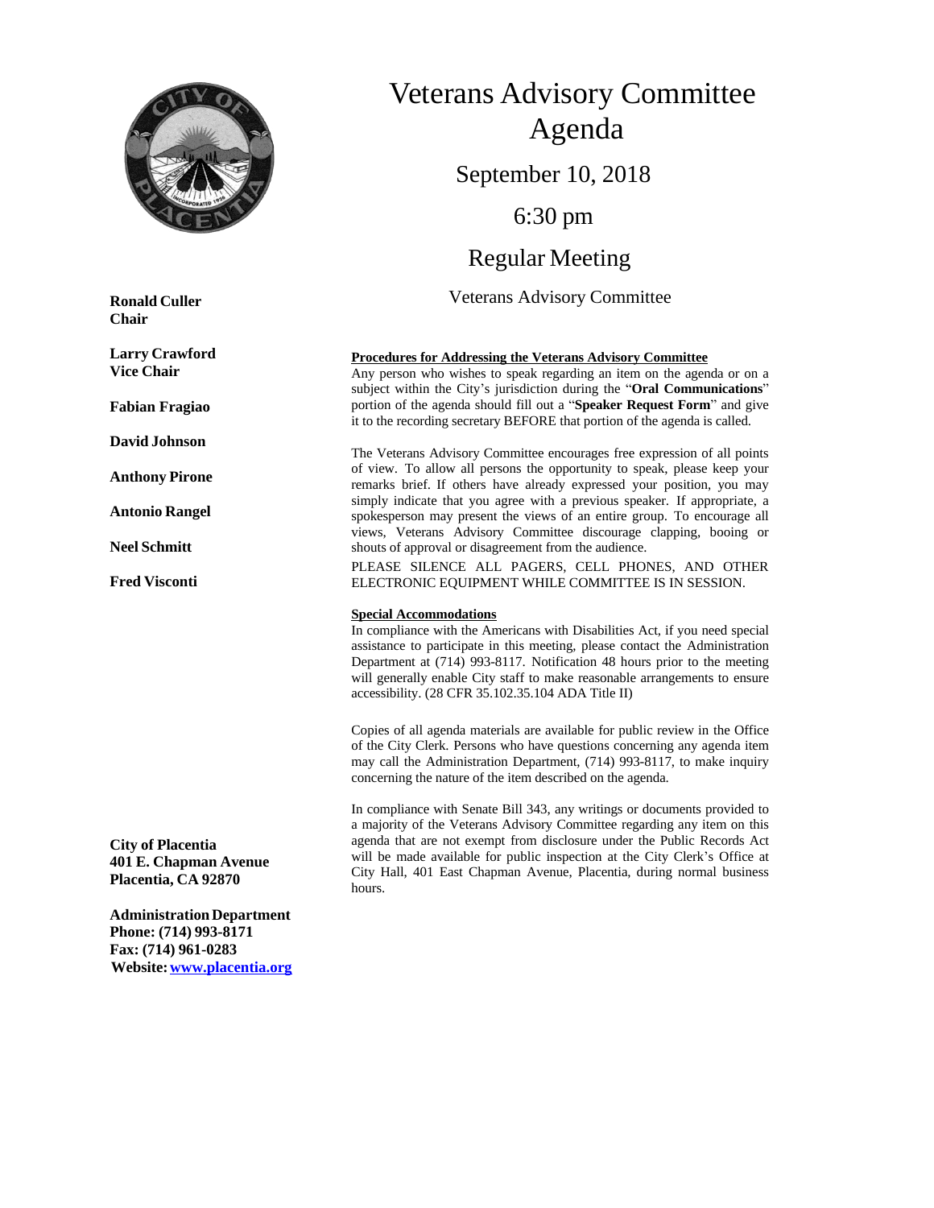# Veterans Advisory Committee Agenda

September 10, 2018

6:30 pm

Regular Meeting

Veterans Advisory Committee

**Ronald Culler**
**Chair**

**Larry Crawford**
**Vice Chair**

**Fabian Fragiao**

**David Johnson**

**Anthony Pirone**

**Antonio Rangel**

**Neel Schmitt**

**Fred Visconti**

**City of Placentia**
**401 E. Chapman Avenue**
**Placentia, CA 92870**

**Administration Department**
**Phone: (714) 993-8171**
**Fax: (714) 961-0283**
**Website: www.placentia.org**

**Procedures for Addressing the Veterans Advisory Committee**

Any person who wishes to speak regarding an item on the agenda or on a subject within the City's jurisdiction during the "**Oral Communications**" portion of the agenda should fill out a "**Speaker Request Form**" and give it to the recording secretary BEFORE that portion of the agenda is called.

The Veterans Advisory Committee encourages free expression of all points of view. To allow all persons the opportunity to speak, please keep your remarks brief. If others have already expressed your position, you may simply indicate that you agree with a previous speaker. If appropriate, a spokesperson may present the views of an entire group. To encourage all views, Veterans Advisory Committee discourage clapping, booing or shouts of approval or disagreement from the audience.

PLEASE SILENCE ALL PAGERS, CELL PHONES, AND OTHER ELECTRONIC EQUIPMENT WHILE COMMITTEE IS IN SESSION.

**Special Accommodations**

In compliance with the Americans with Disabilities Act, if you need special assistance to participate in this meeting, please contact the Administration Department at (714) 993-8117. Notification 48 hours prior to the meeting will generally enable City staff to make reasonable arrangements to ensure accessibility. (28 CFR 35.102.35.104 ADA Title II)

Copies of all agenda materials are available for public review in the Office of the City Clerk. Persons who have questions concerning any agenda item may call the Administration Department, (714) 993-8117, to make inquiry concerning the nature of the item described on the agenda.

In compliance with Senate Bill 343, any writings or documents provided to a majority of the Veterans Advisory Committee regarding any item on this agenda that are not exempt from disclosure under the Public Records Act will be made available for public inspection at the City Clerk's Office at City Hall, 401 East Chapman Avenue, Placentia, during normal business hours.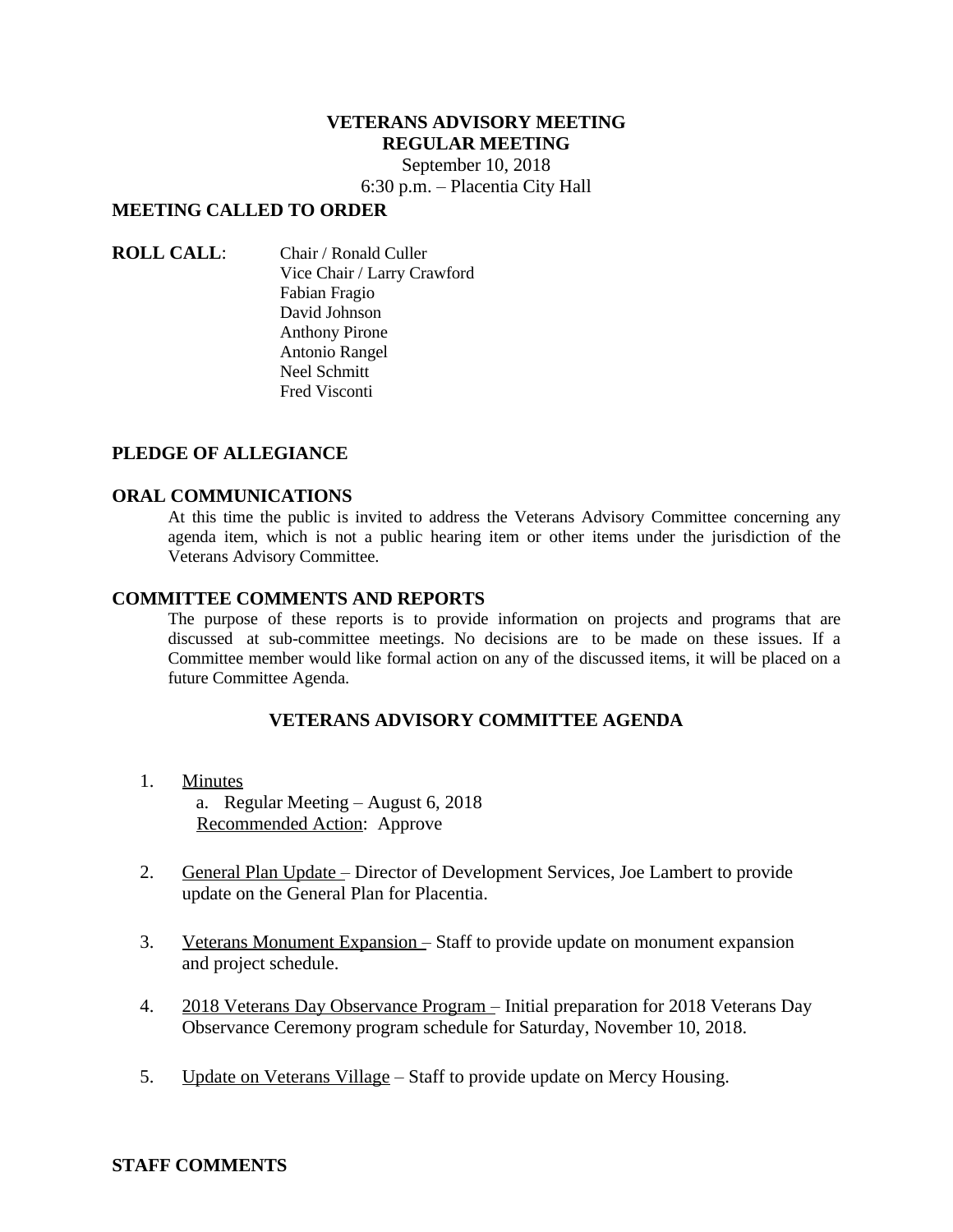**VETERANS ADVISORY MEETING**
**REGULAR MEETING**
September 10, 2018
6:30 p.m. – Placentia City Hall

## MEETING CALLED TO ORDER

**ROLL CALL**:
Chair / Ronald Culler
Vice Chair / Larry Crawford
Fabian Fragio
David Johnson
Anthony Pirone
Antonio Rangel
Neel Schmitt
Fred Visconti

## PLEDGE OF ALLEGIANCE

## ORAL COMMUNICATIONS

At this time the public is invited to address the Veterans Advisory Committee concerning any agenda item, which is not a public hearing item or other items under the jurisdiction of the Veterans Advisory Committee.

## COMMITTEE COMMENTS AND REPORTS

The purpose of these reports is to provide information on projects and programs that are discussed at sub-committee meetings. No decisions are to be made on these issues. If a Committee member would like formal action on any of the discussed items, it will be placed on a future Committee Agenda.

## VETERANS ADVISORY COMMITTEE AGENDA

1. Minutes
   a. Regular Meeting – August 6, 2018
   Recommended Action: Approve

2. General Plan Update – Director of Development Services, Joe Lambert to provide update on the General Plan for Placentia.

3. Veterans Monument Expansion – Staff to provide update on monument expansion and project schedule.

4. 2018 Veterans Day Observance Program – Initial preparation for 2018 Veterans Day Observance Ceremony program schedule for Saturday, November 10, 2018.

5. Update on Veterans Village – Staff to provide update on Mercy Housing.

## STAFF COMMENTS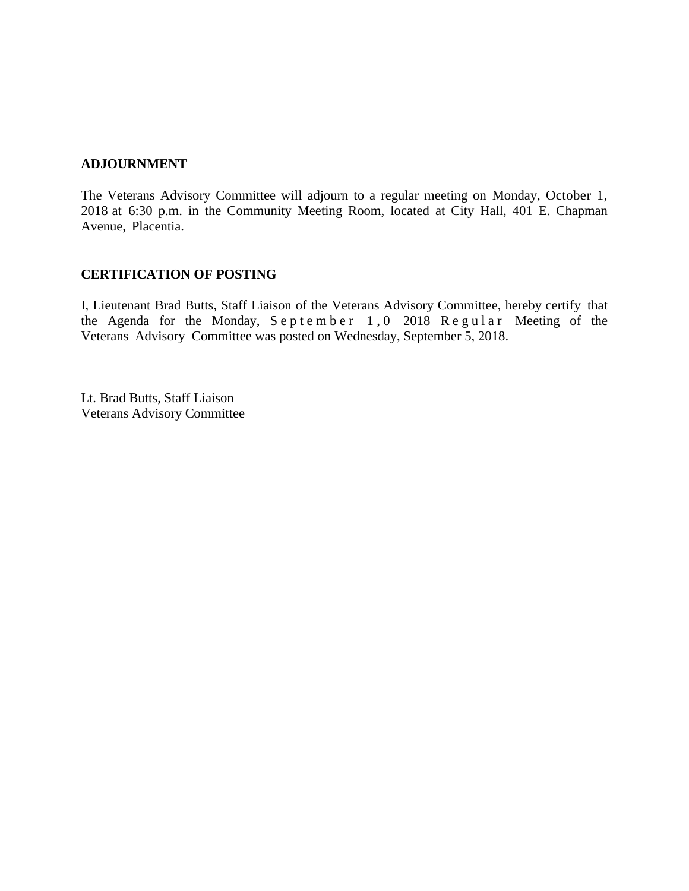**ADJOURNMENT**

The Veterans Advisory Committee will adjourn to a regular meeting on Monday, October 1, 2018 at 6:30 p.m. in the Community Meeting Room, located at City Hall, 401 E. Chapman Avenue, Placentia.

**CERTIFICATION OF POSTING**

I, Lieutenant Brad Butts, Staff Liaison of the Veterans Advisory Committee, hereby certify that the Agenda for the Monday, September 1,0 2018 Regular Meeting of the Veterans Advisory Committee was posted on Wednesday, September 5, 2018.

Lt. Brad Butts, Staff Liaison
Veterans Advisory Committee